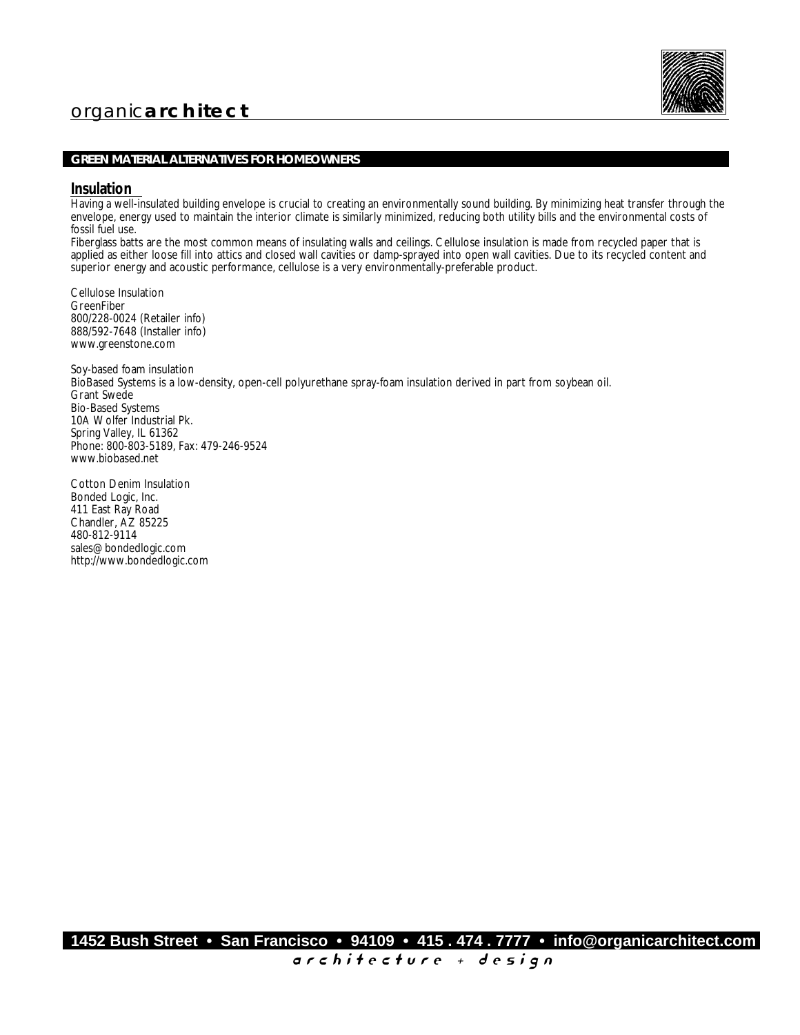organic**architect**

**GREEN MATERIAL ALTERNATIVES FOR HOMEOWNERS**

## Insulation

Having a well-insulated building envelope is crucial to creating an environmentally sound building. By minimizing heat transfer through the envelope, energy used to maintain the interior climate is similarly minimized, reducing both utility bills and the environmental costs of fossil fuel use.

Fiberglass batts are the most common means of insulating walls and ceilings. Cellulose insulation is made from recycled paper that is applied as either loose fill into attics and closed wall cavities or damp-sprayed into open wall cavities. Due to its recycled content and superior energy and acoustic performance, cellulose is a very environmentally-preferable product.

Cellulose Insulation
GreenFiber
800/228-0024 (Retailer info)
888/592-7648 (Installer info)
www.greenstone.com

Soy-based foam insulation
BioBased Systems is a low-density, open-cell polyurethane spray-foam insulation derived in part from soybean oil.
Grant Swede
Bio-Based Systems
10A Wolfer Industrial Pk.
Spring Valley, IL 61362
Phone: 800-803-5189, Fax: 479-246-9524
www.biobased.net

Cotton Denim Insulation
Bonded Logic, Inc.
411 East Ray Road
Chandler, AZ 85225
480-812-9114
sales@bondedlogic.com
http://www.bondedlogic.com

**1452 Bush Street • San Francisco • 94109 • 415 . 474 . 7777 • info@organicarchitect.com**

*architecture + design*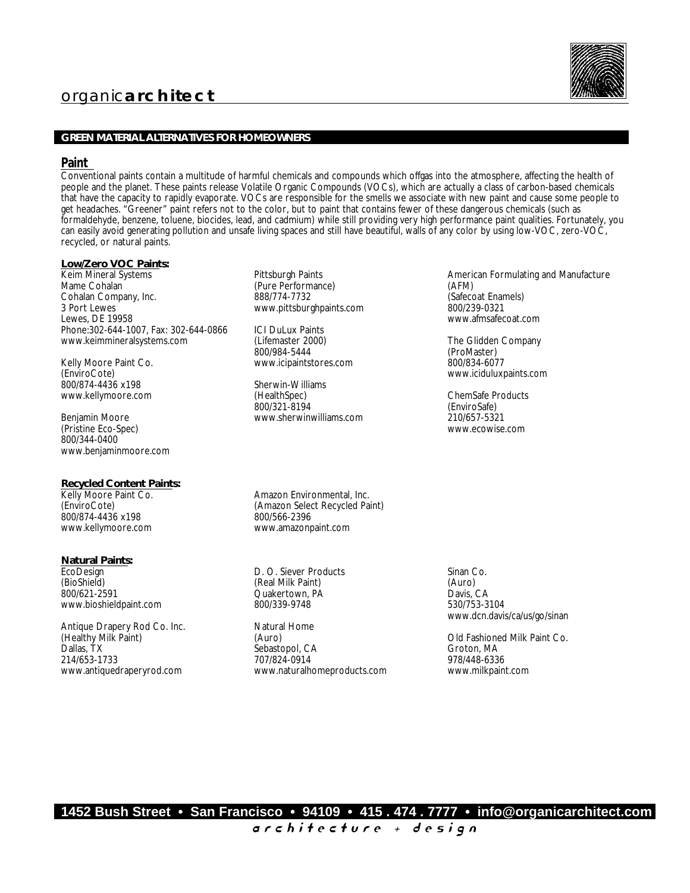## GREEN MATERIAL ALTERNATIVES FOR HOMEOWNERS

### Paint

Conventional paints contain a multitude of harmful chemicals and compounds which offgas into the atmosphere, affecting the health of people and the planet. These paints release Volatile Organic Compounds (VOCs), which are actually a class of carbon-based chemicals that have the capacity to rapidly evaporate. VOCs are responsible for the smells we associate with new paint and cause some people to get headaches. "Greener" paint refers not to the color, but to paint that contains fewer of these dangerous chemicals (such as formaldehyde, benzene, toluene, biocides, lead, and cadmium) while still providing very high performance paint qualities. Fortunately, you can easily avoid generating pollution and unsafe living spaces and still have beautiful, walls of any color by using low-VOC, zero-VOC, recycled, or natural paints.

**Low/Zero VOC Paints:**

Keim Mineral Systems
Mame Cohalan
Cohalan Company, Inc.
3 Port Lewes
Lewes, DE 19958
Phone:302-644-1007, Fax: 302-644-0866
www.keimmineralsystems.com

Kelly Moore Paint Co.
(EnviroCote)
800/874-4436 x198
www.kellymoore.com

Benjamin Moore
(Pristine Eco-Spec)
800/344-0400
www.benjaminmoore.com

Pittsburgh Paints
(Pure Performance)
888/774-7732
www.pittsburghpaints.com

ICI DuLux Paints
(Lifemaster 2000)
800/984-5444
www.icipaintstores.com

Sherwin-Williams
(HealthSpec)
800/321-8194
www.sherwinwilliams.com

American Formulating and Manufacture
(AFM)
(Safecoat Enamels)
800/239-0321
www.afmsafecoat.com

The Glidden Company
(ProMaster)
800/834-6077
www.iciduluxpaints.com

ChemSafe Products
(EnviroSafe)
210/657-5321
www.ecowise.com

**Recycled Content Paints:**

Kelly Moore Paint Co.
(EnviroCote)
800/874-4436 x198
www.kellymoore.com

Amazon Environmental, Inc.
(Amazon Select Recycled Paint)
800/566-2396
www.amazonpaint.com

**Natural Paints:**

EcoDesign
(BioShield)
800/621-2591
www.bioshieldpaint.com

Antique Drapery Rod Co. Inc.
(Healthy Milk Paint)
Dallas, TX
214/653-1733
www.antiquedraperyrod.com

D. O. Siever Products
(Real Milk Paint)
Quakertown, PA
800/339-9748

Natural Home
(Auro)
Sebastopol, CA
707/824-0914
www.naturalhomeproducts.com

Sinan Co.
(Auro)
Davis, CA
530/753-3104
www.dcn.davis/ca/us/go/sinan

Old Fashioned Milk Paint Co.
Groton, MA
978/448-6336
www.milkpaint.com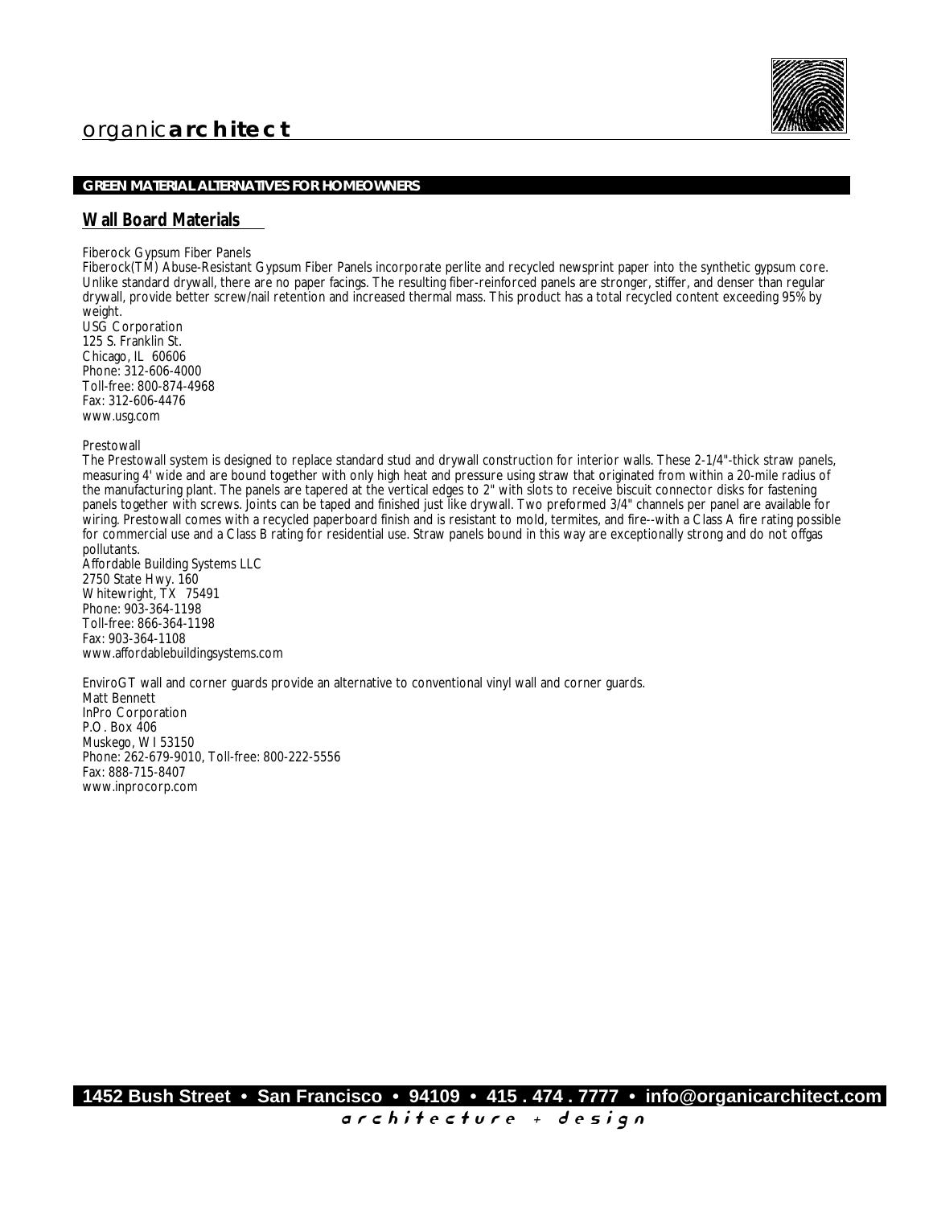organic**architect**

**GREEN MATERIAL ALTERNATIVES FOR HOMEOWNERS**

## Wall Board Materials

Fiberock Gypsum Fiber Panels
Fiberock(TM) Abuse-Resistant Gypsum Fiber Panels incorporate perlite and recycled newsprint paper into the synthetic gypsum core. Unlike standard drywall, there are no paper facings. The resulting fiber-reinforced panels are stronger, stiffer, and denser than regular drywall, provide better screw/nail retention and increased thermal mass. This product has a total recycled content exceeding 95% by weight.
USG Corporation
125 S. Franklin St.
Chicago, IL 60606
Phone: 312-606-4000
Toll-free: 800-874-4968
Fax: 312-606-4476
www.usg.com

Prestowall
The Prestowall system is designed to replace standard stud and drywall construction for interior walls. These 2-1/4"-thick straw panels, measuring 4' wide and are bound together with only high heat and pressure using straw that originated from within a 20-mile radius of the manufacturing plant. The panels are tapered at the vertical edges to 2" with slots to receive biscuit connector disks for fastening panels together with screws. Joints can be taped and finished just like drywall. Two preformed 3/4" channels per panel are available for wiring. Prestowall comes with a recycled paperboard finish and is resistant to mold, termites, and fire--with a Class A fire rating possible for commercial use and a Class B rating for residential use. Straw panels bound in this way are exceptionally strong and do not offgas pollutants.
Affordable Building Systems LLC
2750 State Hwy. 160
Whitewright, TX 75491
Phone: 903-364-1198
Toll-free: 866-364-1198
Fax: 903-364-1108
www.affordablebuildingsystems.com

EnviroGT wall and corner guards provide an alternative to conventional vinyl wall and corner guards.
Matt Bennett
InPro Corporation
P.O. Box 406
Muskego, WI 53150
Phone: 262-679-9010, Toll-free: 800-222-5556
Fax: 888-715-8407
www.inprocorp.com

**1452 Bush Street • San Francisco • 94109 • 415 . 474 . 7777 • info@organicarchitect.com**
architecture + design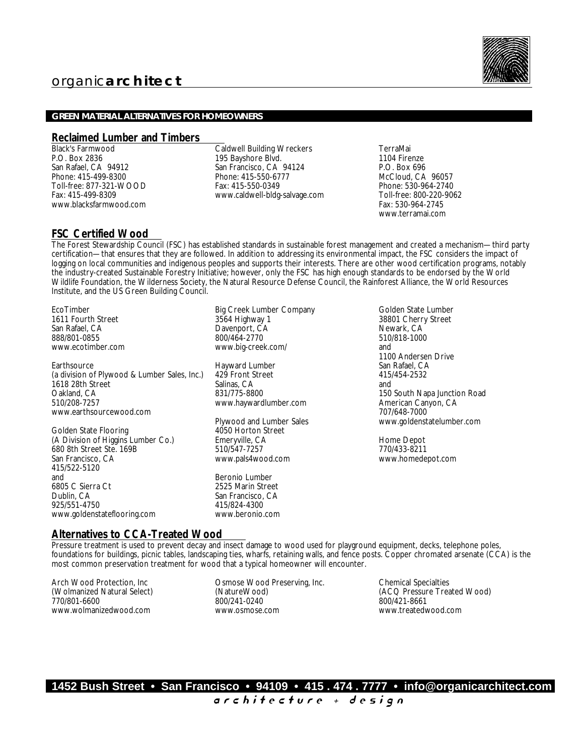## GREEN MATERIAL ALTERNATIVES FOR HOMEOWNERS

### Reclaimed Lumber and Timbers

Black's Farmwood
P.O. Box 2836
San Rafael, CA 94912
Phone: 415-499-8300
Toll-free: 877-321-WOOD
Fax: 415-499-8309
www.blacksfarmwood.com

Caldwell Building Wreckers
195 Bayshore Blvd.
San Francisco, CA 94124
Phone: 415-550-6777
Fax: 415-550-0349
www.caldwell-bldg-salvage.com

TerraMai
1104 Firenze
P.O. Box 696
McCloud, CA 96057
Phone: 530-964-2740
Toll-free: 800-220-9062
Fax: 530-964-2745
www.terramai.com

### FSC Certified Wood

The Forest Stewardship Council (FSC) has established standards in sustainable forest management and created a mechanism—third party certification—that ensures that they are followed. In addition to addressing its environmental impact, the FSC considers the impact of logging on local communities and indigenous peoples and supports their interests. There are other wood certification programs, notably the industry-created Sustainable Forestry Initiative; however, only the FSC has high enough standards to be endorsed by the World Wildlife Foundation, the Wilderness Society, the Natural Resource Defense Council, the Rainforest Alliance, the World Resources Institute, and the US Green Building Council.

EcoTimber
1611 Fourth Street
San Rafael, CA
888/801-0855
www.ecotimber.com

Earthsource
(a division of Plywood & Lumber Sales, Inc.)
1618 28th Street
Oakland, CA
510/208-7257
www.earthsourcewood.com

Golden State Flooring
(A Division of Higgins Lumber Co.)
680 8th Street Ste. 169B
San Francisco, CA
415/522-5120
and
6805 C Sierra Ct
Dublin, CA
925/551-4750
www.goldenstateflooring.com

Big Creek Lumber Company
3564 Highway 1
Davenport, CA
800/464-2770
www.big-creek.com/

Hayward Lumber
429 Front Street
Salinas, CA
831/775-8800
www.haywardlumber.com

Plywood and Lumber Sales
4050 Horton Street
Emeryville, CA
510/547-7257
www.pals4wood.com

Beronio Lumber
2525 Marin Street
San Francisco, CA
415/824-4300
www.beronio.com

Golden State Lumber
38801 Cherry Street
Newark, CA
510/818-1000
and
1100 Andersen Drive
San Rafael, CA
415/454-2532
and
150 South Napa Junction Road
American Canyon, CA
707/648-7000
www.goldenstatelumber.com

Home Depot
770/433-8211
www.homedepot.com

### Alternatives to CCA-Treated Wood

Pressure treatment is used to prevent decay and insect damage to wood used for playground equipment, decks, telephone poles, foundations for buildings, picnic tables, landscaping ties, wharfs, retaining walls, and fence posts. Copper chromated arsenate (CCA) is the most common preservation treatment for wood that a typical homeowner will encounter.

Arch Wood Protection, Inc
(Wolmanized Natural Select)
770/801-6600
www.wolmanizedwood.com

Osmose Wood Preserving, Inc.
(NatureWood)
800/241-0240
www.osmose.com

Chemical Specialties
(ACQ Pressure Treated Wood)
800/421-8661
www.treatedwood.com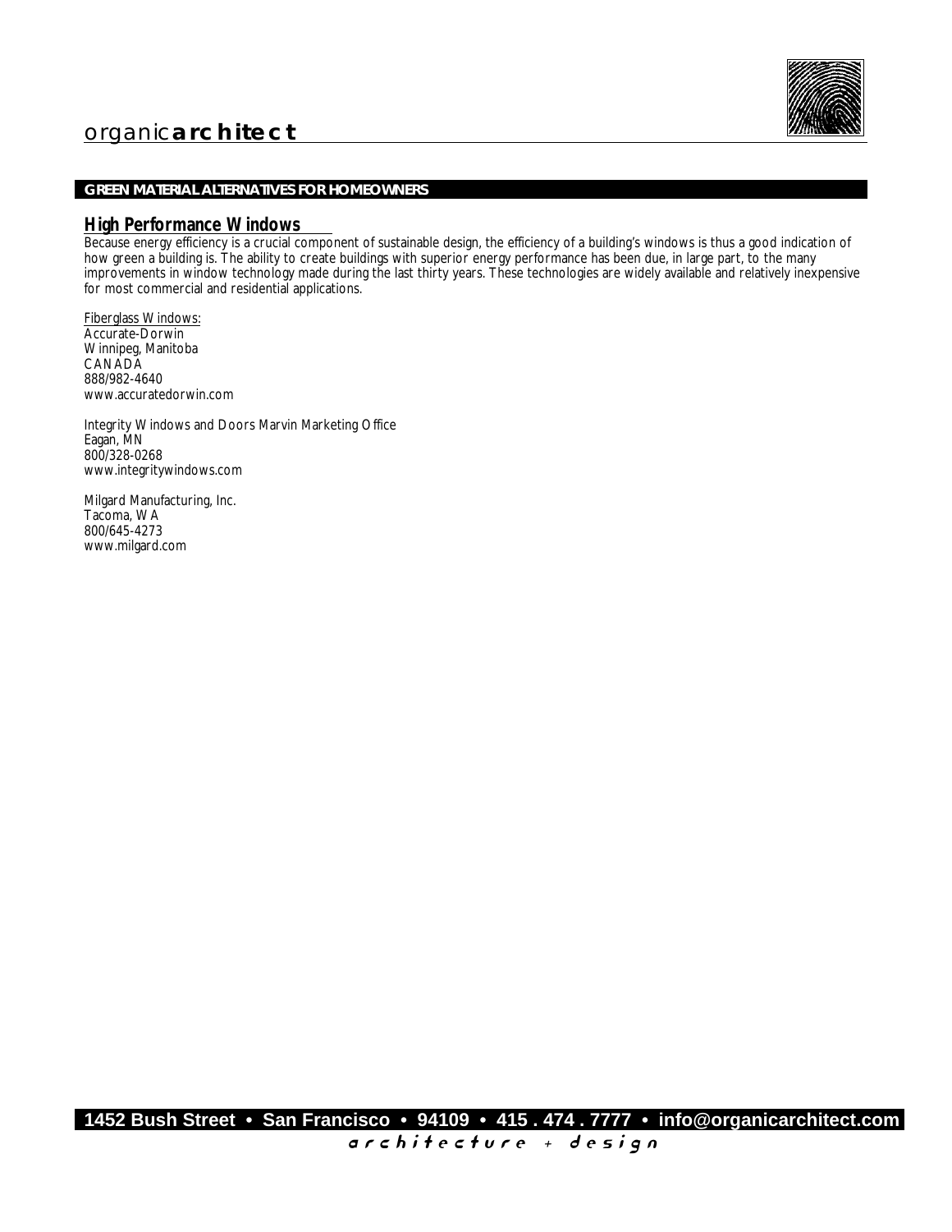## GREEN MATERIAL ALTERNATIVES FOR HOMEOWNERS

### High Performance Windows

Because energy efficiency is a crucial component of sustainable design, the efficiency of a building's windows is thus a good indication of how green a building is. The ability to create buildings with superior energy performance has been due, in large part, to the many improvements in window technology made during the last thirty years. These technologies are widely available and relatively inexpensive for most commercial and residential applications.

Fiberglass Windows:
Accurate-Dorwin
Winnipeg, Manitoba
CANADA
888/982-4640
www.accuratedorwin.com

Integrity Windows and Doors Marvin Marketing Office
Eagan, MN
800/328-0268
www.integritywindows.com

Milgard Manufacturing, Inc.
Tacoma, WA
800/645-4273
www.milgard.com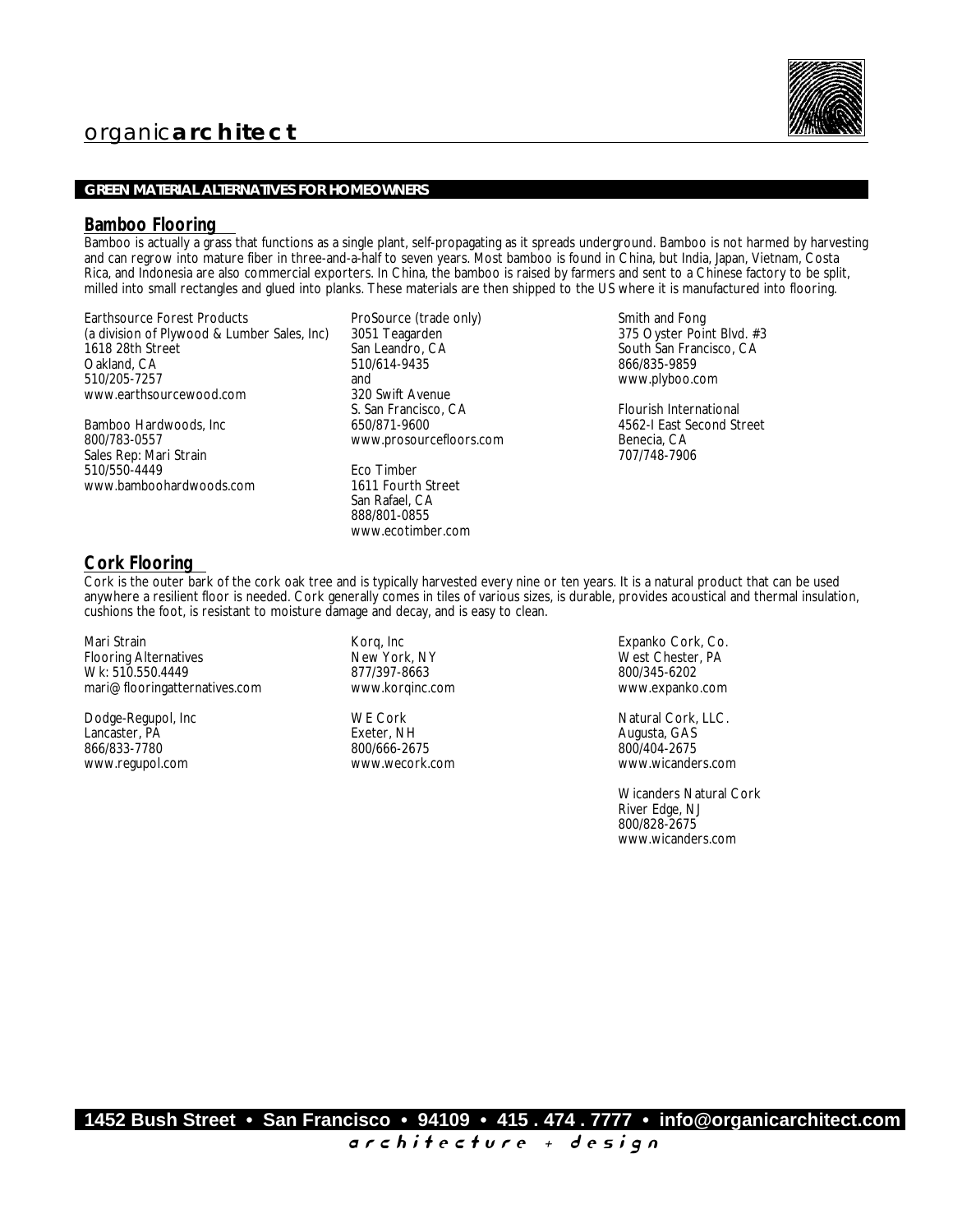# organic**architect**

**GREEN MATERIAL ALTERNATIVES FOR HOMEOWNERS**

## Bamboo Flooring

Bamboo is actually a grass that functions as a single plant, self-propagating as it spreads underground. Bamboo is not harmed by harvesting and can regrow into mature fiber in three-and-a-half to seven years. Most bamboo is found in China, but India, Japan, Vietnam, Costa Rica, and Indonesia are also commercial exporters. In China, the bamboo is raised by farmers and sent to a Chinese factory to be split, milled into small rectangles and glued into planks. These materials are then shipped to the US where it is manufactured into flooring.

Earthsource Forest Products
(a division of Plywood & Lumber Sales, Inc)
1618 28th Street
Oakland, CA
510/205-7257
www.earthsourcewood.com

Bamboo Hardwoods, Inc
800/783-0557
Sales Rep: Mari Strain
510/550-4449
www.bamboohardwoods.com

ProSource (trade only)
3051 Teagarden
San Leandro, CA
510/614-9435
and
320 Swift Avenue
S. San Francisco, CA
650/871-9600
www.prosourcefloors.com

Eco Timber
1611 Fourth Street
San Rafael, CA
888/801-0855
www.ecotimber.com

Smith and Fong
375 Oyster Point Blvd. #3
South San Francisco, CA
866/835-9859
www.plyboo.com

Flourish International
4562-I East Second Street
Benecia, CA
707/748-7906

## Cork Flooring

Cork is the outer bark of the cork oak tree and is typically harvested every nine or ten years. It is a natural product that can be used anywhere a resilient floor is needed. Cork generally comes in tiles of various sizes, is durable, provides acoustical and thermal insulation, cushions the foot, is resistant to moisture damage and decay, and is easy to clean.

Mari Strain
Flooring Alternatives
Wk: 510.550.4449
mari@flooringatternatives.com

Dodge-Regupol, Inc
Lancaster, PA
866/833-7780
www.regupol.com

Korq, Inc
New York, NY
877/397-8663
www.korqinc.com

WE Cork
Exeter, NH
800/666-2675
www.wecork.com

Expanko Cork, Co.
West Chester, PA
800/345-6202
www.expanko.com

Natural Cork, LLC.
Augusta, GAS
800/404-2675
www.wicanders.com

Wicanders Natural Cork
River Edge, NJ
800/828-2675
www.wicanders.com

**1452 Bush Street • San Francisco • 94109 • 415 . 474 . 7777 • info@organicarchitect.com**

architecture + design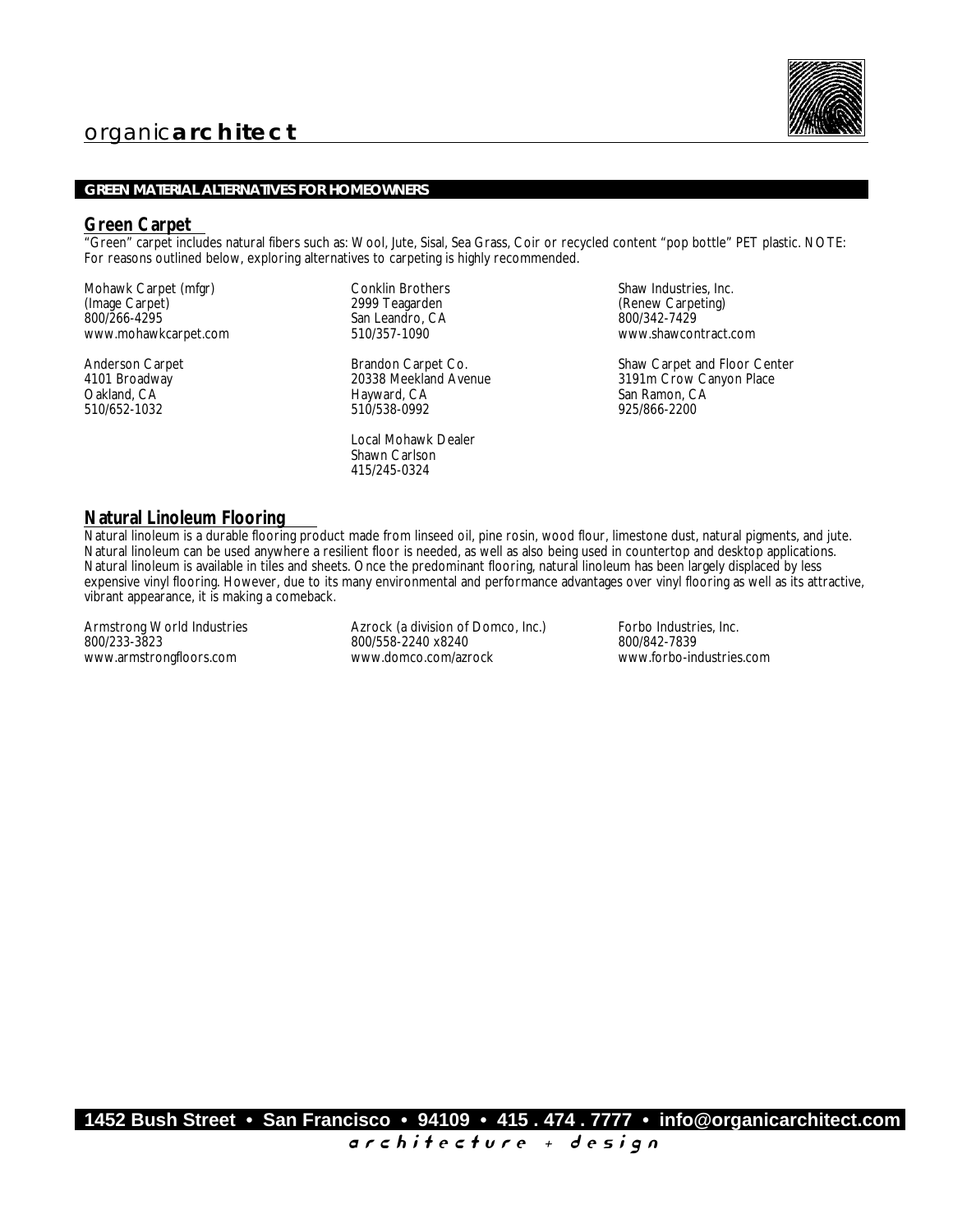## GREEN MATERIAL ALTERNATIVES FOR HOMEOWNERS

### Green Carpet

"Green" carpet includes natural fibers such as: Wool, Jute, Sisal, Sea Grass, Coir or recycled content "pop bottle" PET plastic. NOTE: For reasons outlined below, exploring alternatives to carpeting is highly recommended.

Mohawk Carpet (mfgr)
(Image Carpet)
800/266-4295
www.mohawkcarpet.com

Anderson Carpet
4101 Broadway
Oakland, CA
510/652-1032

Conklin Brothers
2999 Teagarden
San Leandro, CA
510/357-1090

Brandon Carpet Co.
20338 Meekland Avenue
Hayward, CA
510/538-0992

Local Mohawk Dealer
Shawn Carlson
415/245-0324

Shaw Industries, Inc.
(Renew Carpeting)
800/342-7429
www.shawcontract.com

Shaw Carpet and Floor Center
3191m Crow Canyon Place
San Ramon, CA
925/866-2200

### Natural Linoleum Flooring

Natural linoleum is a durable flooring product made from linseed oil, pine rosin, wood flour, limestone dust, natural pigments, and jute. Natural linoleum can be used anywhere a resilient floor is needed, as well as also being used in countertop and desktop applications. Natural linoleum is available in tiles and sheets. Once the predominant flooring, natural linoleum has been largely displaced by less expensive vinyl flooring. However, due to its many environmental and performance advantages over vinyl flooring as well as its attractive, vibrant appearance, it is making a comeback.

Armstrong World Industries
800/233-3823
www.armstrongfloors.com

Azrock (a division of Domco, Inc.)
800/558-2240 x8240
www.domco.com/azrock

Forbo Industries, Inc.
800/842-7839
www.forbo-industries.com